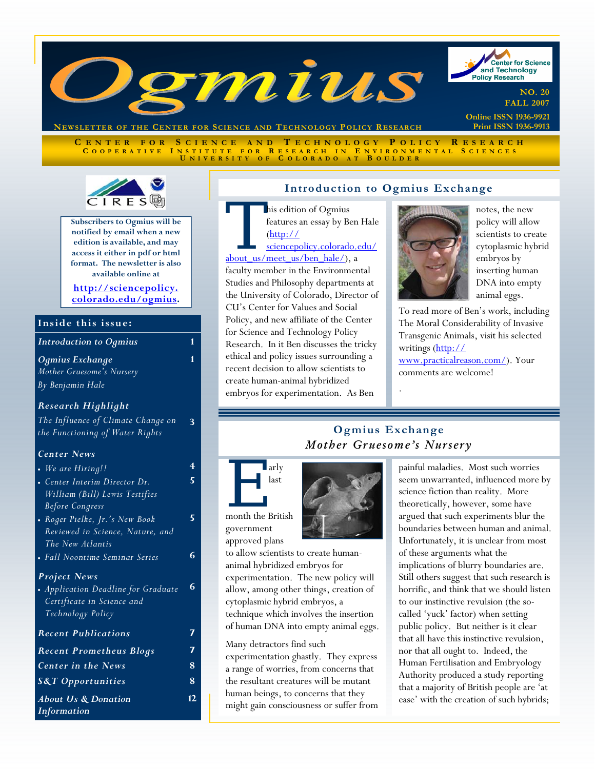# Ogmius

**Newsletter of the Center for Science and Technology Policy Research**

Center for Science and Technology Policy Research

NO. 20
FALL 2007

Online ISSN 1936-9921
Print ISSN 1936-9913

CENTER FOR SCIENCE AND TECHNOLOGY POLICY RESEARCH
COOPERATIVE INSTITUTE FOR RESEARCH IN ENVIRONMENTAL SCIENCES
UNIVERSITY OF COLORADO AT BOULDER

**Subscribers to Ogmius will be notified by email when a new edition is available, and may access it either in pdf or html format. The newsletter is also available online at**

**http://sciencepolicy.colorado.edu/ogmius.**

## Inside this issue:

| | |
|---|---|
| ***Introduction to Ogmius*** | 1 |
| ***Ogmius Exchange*** *Mother Gruesome's Nursery* *By Benjamin Hale* | 1 |
| ***Research Highlight*** | |
| *The Influence of Climate Change on the Functioning of Water Rights* | 3 |
| ***Center News*** | |
| • *We are Hiring!!* | 4 |
| • *Center Interim Director Dr. William (Bill) Lewis Testifies Before Congress* | 5 |
| • *Roger Pielke, Jr.'s New Book Reviewed in Science, Nature, and The New Atlantis* | 5 |
| • *Fall Noontime Seminar Series* | 6 |
| ***Project News*** | |
| • *Application Deadline for Graduate Certificate in Science and Technology Policy* | 6 |
| ***Recent Publications*** | 7 |
| ***Recent Prometheus Blogs*** | 7 |
| ***Center in the News*** | 8 |
| ***S&T Opportunities*** | 8 |
| ***About Us & Donation Information*** | 12 |

## Introduction to Ogmius Exchange

This edition of Ogmius features an essay by Ben Hale (http://sciencepolicy.colorado.edu/about_us/meet_us/ben_hale/), a faculty member in the Environmental Studies and Philosophy departments at the University of Colorado, Director of CU's Center for Values and Social Policy, and new affiliate of the Center for Science and Technology Policy Research. In it Ben discusses the tricky ethical and policy issues surrounding a recent decision to allow scientists to create human-animal hybridized embryos for experimentation. As Ben notes, the new policy will allow scientists to create cytoplasmic hybrid embryos by inserting human DNA into empty animal eggs.

To read more of Ben's work, including The Moral Considerability of Invasive Transgenic Animals, visit his selected writings (http://www.practicalreason.com/). Your comments are welcome!

## Ogmius Exchange
### *Mother Gruesome's Nursery*

Early last month the British government approved plans to allow scientists to create human-animal hybridized embryos for experimentation. The new policy will allow, among other things, creation of cytoplasmic hybrid embryos, a technique which involves the insertion of human DNA into empty animal eggs.

Many detractors find such experimentation ghastly. They express a range of worries, from concerns that the resultant creatures will be mutant human beings, to concerns that they might gain consciousness or suffer from painful maladies. Most such worries seem unwarranted, influenced more by science fiction than reality. More theoretically, however, some have argued that such experiments blur the boundaries between human and animal. Unfortunately, it is unclear from most of these arguments what the implications of blurry boundaries are. Still others suggest that such research is horrific, and think that we should listen to our instinctive revulsion (the so-called 'yuck' factor) when setting public policy. But neither is it clear that all have this instinctive revulsion, nor that all ought to. Indeed, the Human Fertilisation and Embryology Authority produced a study reporting that a majority of British people are 'at ease' with the creation of such hybrids;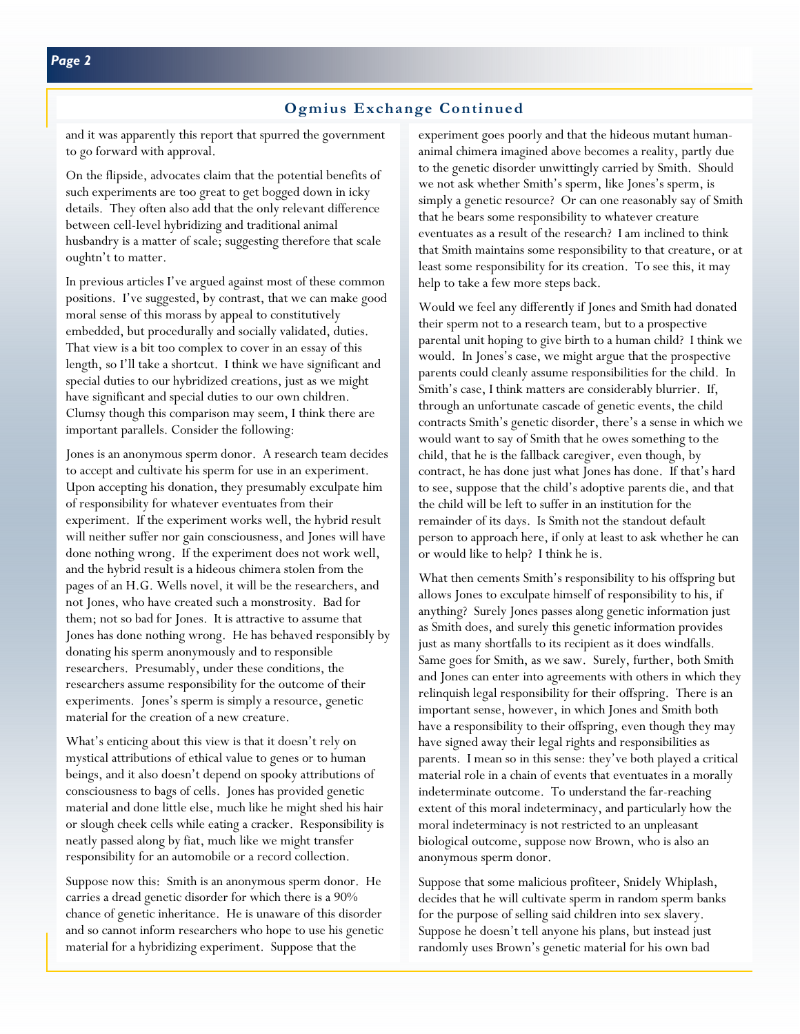## Ogmius Exchange Continued

and it was apparently this report that spurred the government to go forward with approval.

On the flipside, advocates claim that the potential benefits of such experiments are too great to get bogged down in icky details. They often also add that the only relevant difference between cell-level hybridizing and traditional animal husbandry is a matter of scale; suggesting therefore that scale oughtn't to matter.

In previous articles I've argued against most of these common positions. I've suggested, by contrast, that we can make good moral sense of this morass by appeal to constitutively embedded, but procedurally and socially validated, duties. That view is a bit too complex to cover in an essay of this length, so I'll take a shortcut. I think we have significant and special duties to our hybridized creations, just as we might have significant and special duties to our own children. Clumsy though this comparison may seem, I think there are important parallels. Consider the following:

Jones is an anonymous sperm donor. A research team decides to accept and cultivate his sperm for use in an experiment. Upon accepting his donation, they presumably exculpate him of responsibility for whatever eventuates from their experiment. If the experiment works well, the hybrid result will neither suffer nor gain consciousness, and Jones will have done nothing wrong. If the experiment does not work well, and the hybrid result is a hideous chimera stolen from the pages of an H.G. Wells novel, it will be the researchers, and not Jones, who have created such a monstrosity. Bad for them; not so bad for Jones. It is attractive to assume that Jones has done nothing wrong. He has behaved responsibly by donating his sperm anonymously and to responsible researchers. Presumably, under these conditions, the researchers assume responsibility for the outcome of their experiments. Jones's sperm is simply a resource, genetic material for the creation of a new creature.

What's enticing about this view is that it doesn't rely on mystical attributions of ethical value to genes or to human beings, and it also doesn't depend on spooky attributions of consciousness to bags of cells. Jones has provided genetic material and done little else, much like he might shed his hair or slough cheek cells while eating a cracker. Responsibility is neatly passed along by fiat, much like we might transfer responsibility for an automobile or a record collection.

Suppose now this: Smith is an anonymous sperm donor. He carries a dread genetic disorder for which there is a 90% chance of genetic inheritance. He is unaware of this disorder and so cannot inform researchers who hope to use his genetic material for a hybridizing experiment. Suppose that the experiment goes poorly and that the hideous mutant human-animal chimera imagined above becomes a reality, partly due to the genetic disorder unwittingly carried by Smith. Should we not ask whether Smith's sperm, like Jones's sperm, is simply a genetic resource? Or can one reasonably say of Smith that he bears some responsibility to whatever creature eventuates as a result of the research? I am inclined to think that Smith maintains some responsibility to that creature, or at least some responsibility for its creation. To see this, it may help to take a few more steps back.

Would we feel any differently if Jones and Smith had donated their sperm not to a research team, but to a prospective parental unit hoping to give birth to a human child? I think we would. In Jones's case, we might argue that the prospective parents could cleanly assume responsibilities for the child. In Smith's case, I think matters are considerably blurrier. If, through an unfortunate cascade of genetic events, the child contracts Smith's genetic disorder, there's a sense in which we would want to say of Smith that he owes something to the child, that he is the fallback caregiver, even though, by contract, he has done just what Jones has done. If that's hard to see, suppose that the child's adoptive parents die, and that the child will be left to suffer in an institution for the remainder of its days. Is Smith not the standout default person to approach here, if only at least to ask whether he can or would like to help? I think he is.

What then cements Smith's responsibility to his offspring but allows Jones to exculpate himself of responsibility to his, if anything? Surely Jones passes along genetic information just as Smith does, and surely this genetic information provides just as many shortfalls to its recipient as it does windfalls. Same goes for Smith, as we saw. Surely, further, both Smith and Jones can enter into agreements with others in which they relinquish legal responsibility for their offspring. There is an important sense, however, in which Jones and Smith both have a responsibility to their offspring, even though they may have signed away their legal rights and responsibilities as parents. I mean so in this sense: they've both played a critical material role in a chain of events that eventuates in a morally indeterminate outcome. To understand the far-reaching extent of this moral indeterminacy, and particularly how the moral indeterminacy is not restricted to an unpleasant biological outcome, suppose now Brown, who is also an anonymous sperm donor.

Suppose that some malicious profiteer, Snidely Whiplash, decides that he will cultivate sperm in random sperm banks for the purpose of selling said children into sex slavery. Suppose he doesn't tell anyone his plans, but instead just randomly uses Brown's genetic material for his own bad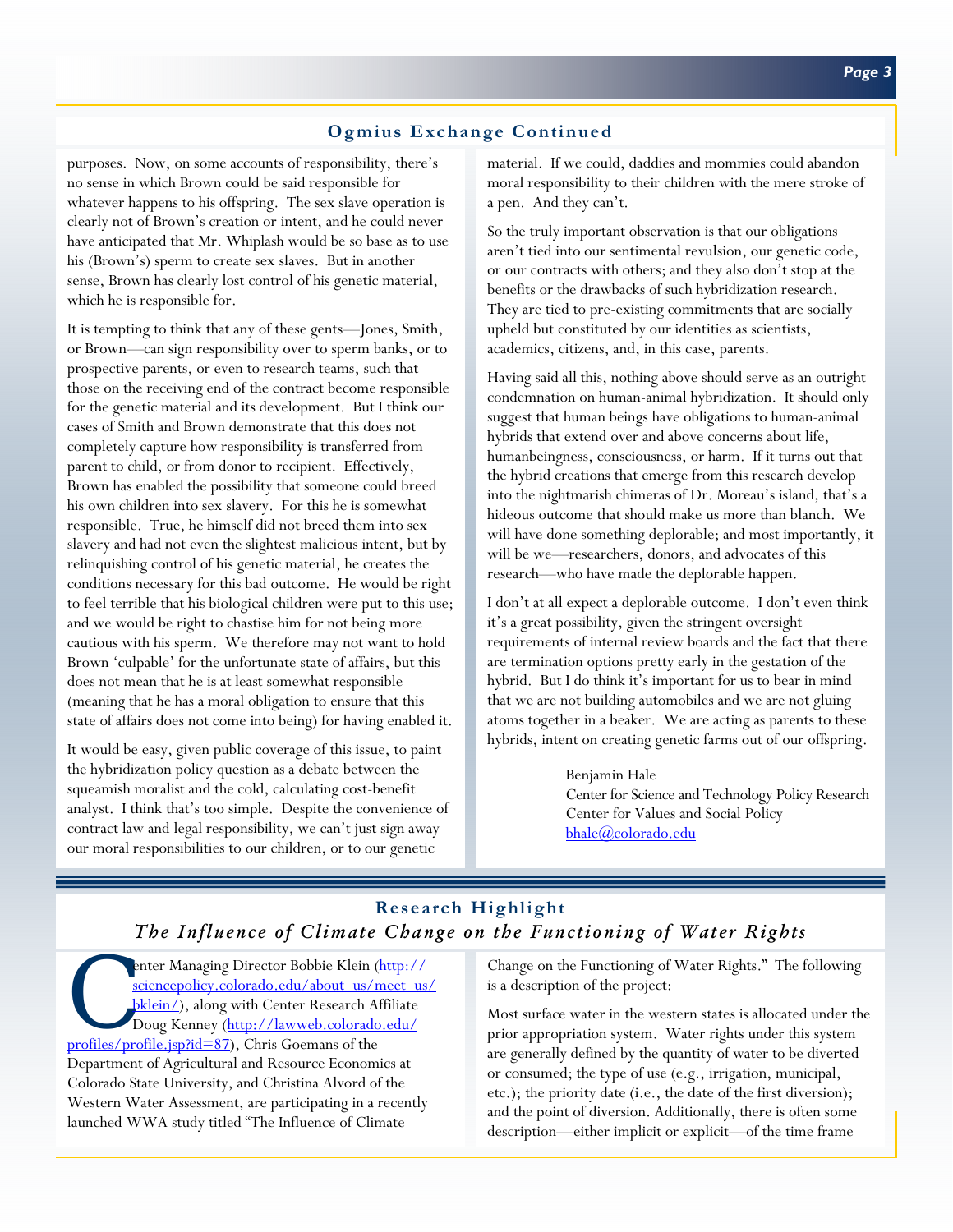## Ogmius Exchange Continued

purposes. Now, on some accounts of responsibility, there's no sense in which Brown could be said responsible for whatever happens to his offspring. The sex slave operation is clearly not of Brown's creation or intent, and he could never have anticipated that Mr. Whiplash would be so base as to use his (Brown's) sperm to create sex slaves. But in another sense, Brown has clearly lost control of his genetic material, which he is responsible for.

It is tempting to think that any of these gents—Jones, Smith, or Brown—can sign responsibility over to sperm banks, or to prospective parents, or even to research teams, such that those on the receiving end of the contract become responsible for the genetic material and its development. But I think our cases of Smith and Brown demonstrate that this does not completely capture how responsibility is transferred from parent to child, or from donor to recipient. Effectively, Brown has enabled the possibility that someone could breed his own children into sex slavery. For this he is somewhat responsible. True, he himself did not breed them into sex slavery and had not even the slightest malicious intent, but by relinquishing control of his genetic material, he creates the conditions necessary for this bad outcome. He would be right to feel terrible that his biological children were put to this use; and we would be right to chastise him for not being more cautious with his sperm. We therefore may not want to hold Brown 'culpable' for the unfortunate state of affairs, but this does not mean that he is at least somewhat responsible (meaning that he has a moral obligation to ensure that this state of affairs does not come into being) for having enabled it.

It would be easy, given public coverage of this issue, to paint the hybridization policy question as a debate between the squeamish moralist and the cold, calculating cost-benefit analyst. I think that's too simple. Despite the convenience of contract law and legal responsibility, we can't just sign away our moral responsibilities to our children, or to our genetic material. If we could, daddies and mommies could abandon moral responsibility to their children with the mere stroke of a pen. And they can't.

So the truly important observation is that our obligations aren't tied into our sentimental revulsion, our genetic code, or our contracts with others; and they also don't stop at the benefits or the drawbacks of such hybridization research. They are tied to pre-existing commitments that are socially upheld but constituted by our identities as scientists, academics, citizens, and, in this case, parents.

Having said all this, nothing above should serve as an outright condemnation on human-animal hybridization. It should only suggest that human beings have obligations to human-animal hybrids that extend over and above concerns about life, humanbeingness, consciousness, or harm. If it turns out that the hybrid creations that emerge from this research develop into the nightmarish chimeras of Dr. Moreau's island, that's a hideous outcome that should make us more than blanch. We will have done something deplorable; and most importantly, it will be we—researchers, donors, and advocates of this research—who have made the deplorable happen.

I don't at all expect a deplorable outcome. I don't even think it's a great possibility, given the stringent oversight requirements of internal review boards and the fact that there are termination options pretty early in the gestation of the hybrid. But I do think it's important for us to bear in mind that we are not building automobiles and we are not gluing atoms together in a beaker. We are acting as parents to these hybrids, intent on creating genetic farms out of our offspring.

Benjamin Hale
Center for Science and Technology Policy Research
Center for Values and Social Policy
bhale@colorado.edu

## Research Highlight

### *The Influence of Climate Change on the Functioning of Water Rights*

Center Managing Director Bobbie Klein (http://sciencepolicy.colorado.edu/about_us/meet_us/bklein/), along with Center Research Affiliate Doug Kenney (http://lawweb.colorado.edu/profiles/profile.jsp?id=87), Chris Goemans of the Department of Agricultural and Resource Economics at Colorado State University, and Christina Alvord of the Western Water Assessment, are participating in a recently launched WWA study titled "The Influence of Climate Change on the Functioning of Water Rights." The following is a description of the project:

Most surface water in the western states is allocated under the prior appropriation system. Water rights under this system are generally defined by the quantity of water to be diverted or consumed; the type of use (e.g., irrigation, municipal, etc.); the priority date (i.e., the date of the first diversion); and the point of diversion. Additionally, there is often some description—either implicit or explicit—of the time frame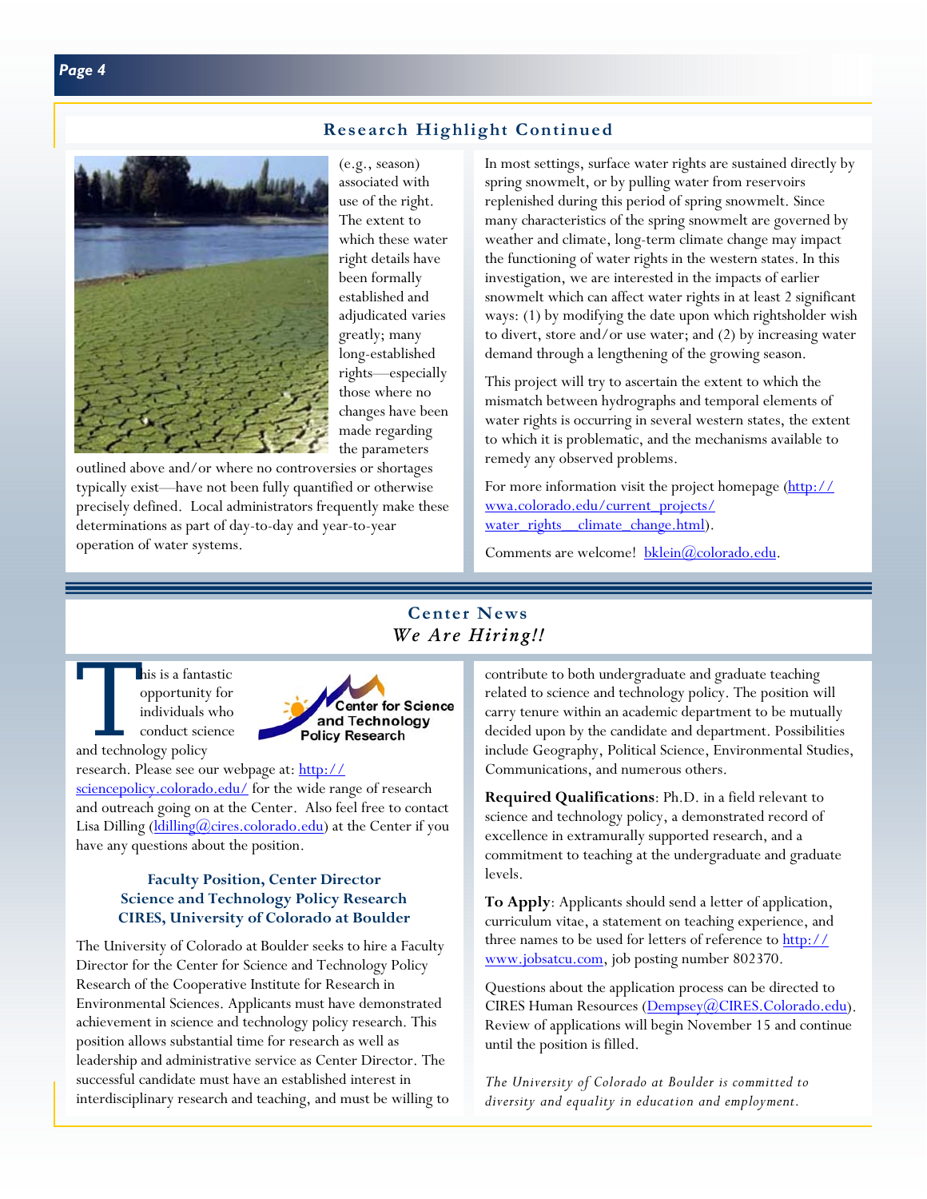## Research Highlight Continued

(e.g., season) associated with use of the right. The extent to which these water right details have been formally established and adjudicated varies greatly; many long-established rights—especially those where no changes have been made regarding the parameters outlined above and/or where no controversies or shortages typically exist—have not been fully quantified or otherwise precisely defined. Local administrators frequently make these determinations as part of day-to-day and year-to-year operation of water systems.

In most settings, surface water rights are sustained directly by spring snowmelt, or by pulling water from reservoirs replenished during this period of spring snowmelt. Since many characteristics of the spring snowmelt are governed by weather and climate, long-term climate change may impact the functioning of water rights in the western states. In this investigation, we are interested in the impacts of earlier snowmelt which can affect water rights in at least 2 significant ways: (1) by modifying the date upon which rightsholder wish to divert, store and/or use water; and (2) by increasing water demand through a lengthening of the growing season.

This project will try to ascertain the extent to which the mismatch between hydrographs and temporal elements of water rights is occurring in several western states, the extent to which it is problematic, and the mechanisms available to remedy any observed problems.

For more information visit the project homepage (http://wwa.colorado.edu/current_projects/water_rights__climate_change.html).

Comments are welcome! bklein@colorado.edu.

## Center News

### *We Are Hiring!!*

This is a fantastic opportunity for individuals who conduct science and technology policy research. Please see our webpage at: http://sciencepolicy.colorado.edu/ for the wide range of research and outreach going on at the Center. Also feel free to contact Lisa Dilling (ldilling@cires.colorado.edu) at the Center if you have any questions about the position.

Center for Science and Technology Policy Research

**Faculty Position, Center Director**
**Science and Technology Policy Research**
**CIRES, University of Colorado at Boulder**

The University of Colorado at Boulder seeks to hire a Faculty Director for the Center for Science and Technology Policy Research of the Cooperative Institute for Research in Environmental Sciences. Applicants must have demonstrated achievement in science and technology policy research. This position allows substantial time for research as well as leadership and administrative service as Center Director. The successful candidate must have an established interest in interdisciplinary research and teaching, and must be willing to contribute to both undergraduate and graduate teaching related to science and technology policy. The position will carry tenure within an academic department to be mutually decided upon by the candidate and department. Possibilities include Geography, Political Science, Environmental Studies, Communications, and numerous others.

**Required Qualifications**: Ph.D. in a field relevant to science and technology policy, a demonstrated record of excellence in extramurally supported research, and a commitment to teaching at the undergraduate and graduate levels.

**To Apply**: Applicants should send a letter of application, curriculum vitae, a statement on teaching experience, and three names to be used for letters of reference to http://www.jobsatcu.com, job posting number 802370.

Questions about the application process can be directed to CIRES Human Resources (Dempsey@CIRES.Colorado.edu). Review of applications will begin November 15 and continue until the position is filled.

*The University of Colorado at Boulder is committed to diversity and equality in education and employment.*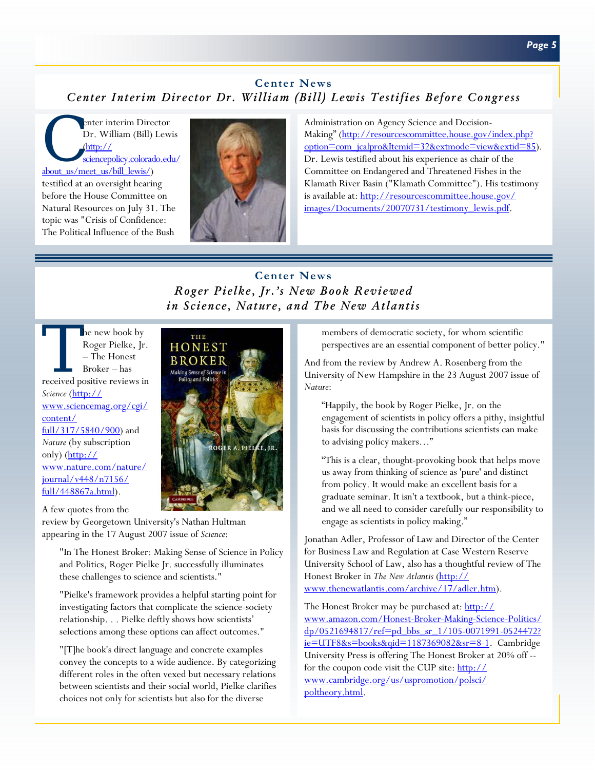## Center News

### *Center Interim Director Dr. William (Bill) Lewis Testifies Before Congress*

Center interim Director Dr. William (Bill) Lewis (http://sciencepolicy.colorado.edu/about_us/meet_us/bill_lewis/) testified at an oversight hearing before the House Committee on Natural Resources on July 31. The topic was "Crisis of Confidence: The Political Influence of the Bush Administration on Agency Science and Decision-Making" (http://resourcescommittee.house.gov/index.php?option=com_jcalpro&Itemid=32&extmode=view&extid=85). Dr. Lewis testified about his experience as chair of the Committee on Endangered and Threatened Fishes in the Klamath River Basin ("Klamath Committee"). His testimony is available at: http://resourcescommittee.house.gov/images/Documents/20070731/testimony_lewis.pdf.

## Center News

### *Roger Pielke, Jr.'s New Book Reviewed in Science, Nature, and The New Atlantis*

The new book by Roger Pielke, Jr. – The Honest Broker – has received positive reviews in *Science* (http://www.sciencemag.org/cgi/content/full/317/5840/900) and *Nature* (by subscription only) (http://www.nature.com/nature/journal/v448/n7156/full/448867a.html).

A few quotes from the review by Georgetown University's Nathan Hultman appearing in the 17 August 2007 issue of *Science*:

> "In The Honest Broker: Making Sense of Science in Policy and Politics, Roger Pielke Jr. successfully illuminates these challenges to science and scientists."
>
> "Pielke's framework provides a helpful starting point for investigating factors that complicate the science-society relationship. . . Pielke deftly shows how scientists' selections among these options can affect outcomes."
>
> "[T]he book's direct language and concrete examples convey the concepts to a wide audience. By categorizing different roles in the often vexed but necessary relations between scientists and their social world, Pielke clarifies choices not only for scientists but also for the diverse members of democratic society, for whom scientific perspectives are an essential component of better policy."

And from the review by Andrew A. Rosenberg from the University of New Hampshire in the 23 August 2007 issue of *Nature*:

> "Happily, the book by Roger Pielke, Jr. on the engagement of scientists in policy offers a pithy, insightful basis for discussing the contributions scientists can make to advising policy makers…"
>
> "This is a clear, thought-provoking book that helps move us away from thinking of science as 'pure' and distinct from policy. It would make an excellent basis for a graduate seminar. It isn't a textbook, but a think-piece, and we all need to consider carefully our responsibility to engage as scientists in policy making."

Jonathan Adler, Professor of Law and Director of the Center for Business Law and Regulation at Case Western Reserve University School of Law, also has a thoughtful review of The Honest Broker in *The New Atlantis* (http://www.thenewatlantis.com/archive/17/adler.htm).

The Honest Broker may be purchased at: http://www.amazon.com/Honest-Broker-Making-Science-Politics/dp/0521694817/ref=pd_bbs_sr_1/105-0071991-0524472?ie=UTF8&s=books&qid=1187369082&sr=8-1. Cambridge University Press is offering The Honest Broker at 20% off -- for the coupon code visit the CUP site: http://www.cambridge.org/us/uspromotion/polsci/poltheory.html.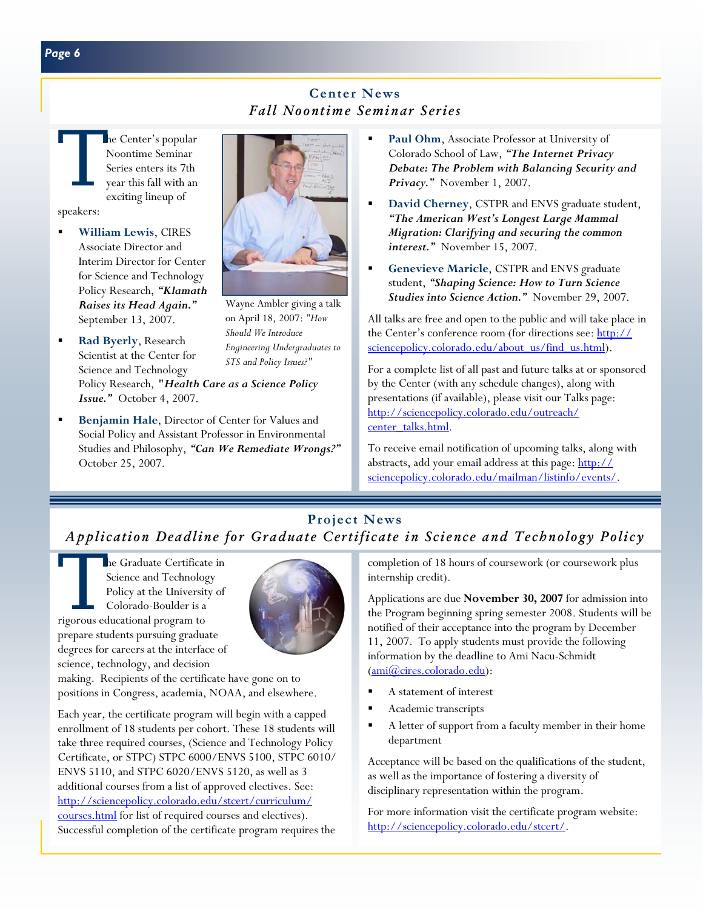## Center News

### *Fall Noontime Seminar Series*

The Center's popular Noontime Seminar Series enters its 7th year this fall with an exciting lineup of speakers:

- **William Lewis**, CIRES Associate Director and Interim Director for Center for Science and Technology Policy Research, ***"Klamath Raises its Head Again."*** September 13, 2007.
- **Rad Byerly**, Research Scientist at the Center for Science and Technology Policy Research, ***"Health Care as a Science Policy Issue."*** October 4, 2007.
- **Benjamin Hale**, Director of Center for Values and Social Policy and Assistant Professor in Environmental Studies and Philosophy, ***"Can We Remediate Wrongs?"*** October 25, 2007.
- **Paul Ohm**, Associate Professor at University of Colorado School of Law, ***"The Internet Privacy Debate: The Problem with Balancing Security and Privacy."*** November 1, 2007.
- **David Cherney**, CSTPR and ENVS graduate student, ***"The American West's Longest Large Mammal Migration: Clarifying and securing the common interest."*** November 15, 2007.
- **Genevieve Maricle**, CSTPR and ENVS graduate student, ***"Shaping Science: How to Turn Science Studies into Science Action."*** November 29, 2007.

Wayne Ambler giving a talk on April 18, 2007: *"How Should We Introduce Engineering Undergraduates to STS and Policy Issues?"*

All talks are free and open to the public and will take place in the Center's conference room (for directions see: http://sciencepolicy.colorado.edu/about_us/find_us.html).

For a complete list of all past and future talks at or sponsored by the Center (with any schedule changes), along with presentations (if available), please visit our Talks page: http://sciencepolicy.colorado.edu/outreach/center_talks.html.

To receive email notification of upcoming talks, along with abstracts, add your email address at this page: http://sciencepolicy.colorado.edu/mailman/listinfo/events/.

## Project News

### *Application Deadline for Graduate Certificate in Science and Technology Policy*

The Graduate Certificate in Science and Technology Policy at the University of Colorado-Boulder is a rigorous educational program to prepare students pursuing graduate degrees for careers at the interface of science, technology, and decision making. Recipients of the certificate have gone on to positions in Congress, academia, NOAA, and elsewhere.

Each year, the certificate program will begin with a capped enrollment of 18 students per cohort. These 18 students will take three required courses, (Science and Technology Policy Certificate, or STPC) STPC 6000/ENVS 5100, STPC 6010/ENVS 5110, and STPC 6020/ENVS 5120, as well as 3 additional courses from a list of approved electives. See: http://sciencepolicy.colorado.edu/stcert/curriculum/courses.html for list of required courses and electives). Successful completion of the certificate program requires the completion of 18 hours of coursework (or coursework plus internship credit).

Applications are due **November 30, 2007** for admission into the Program beginning spring semester 2008. Students will be notified of their acceptance into the program by December 11, 2007. To apply students must provide the following information by the deadline to Ami Nacu-Schmidt (ami@cires.colorado.edu):

- A statement of interest
- Academic transcripts
- A letter of support from a faculty member in their home department

Acceptance will be based on the qualifications of the student, as well as the importance of fostering a diversity of disciplinary representation within the program.

For more information visit the certificate program website: http://sciencepolicy.colorado.edu/stcert/.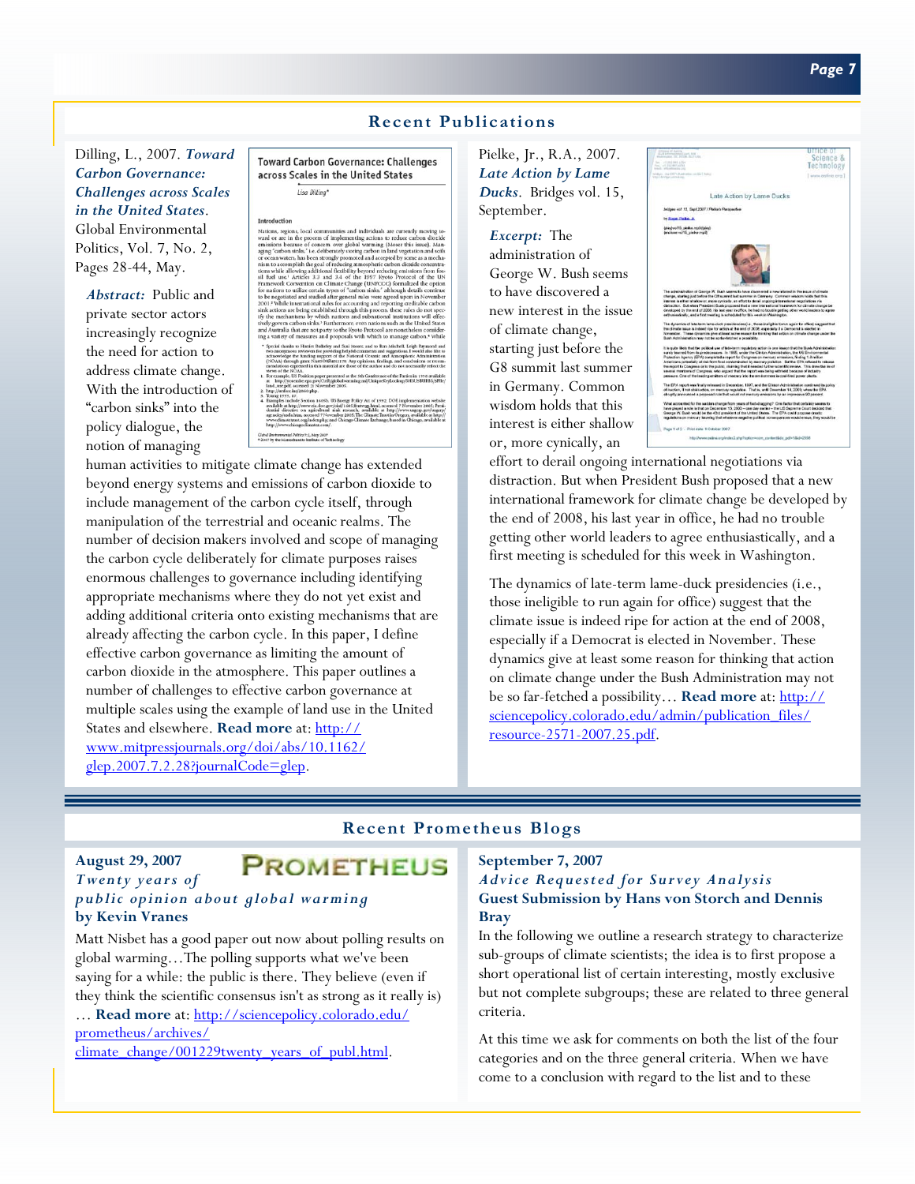## Recent Publications

Dilling, L., 2007. ***Toward Carbon Governance: Challenges across Scales in the United States.*** Global Environmental Politics, Vol. 7, No. 2, Pages 28-44, May.

***Abstract:*** Public and private sector actors increasingly recognize the need for action to address climate change. With the introduction of "carbon sinks" into the policy dialogue, the notion of managing human activities to mitigate climate change has extended beyond energy systems and emissions of carbon dioxide to include management of the carbon cycle itself, through manipulation of the terrestrial and oceanic realms. The number of decision makers involved and scope of managing the carbon cycle deliberately for climate purposes raises enormous challenges to governance including identifying appropriate mechanisms where they do not yet exist and adding additional criteria onto existing mechanisms that are already affecting the carbon cycle. In this paper, I define effective carbon governance as limiting the amount of carbon dioxide in the atmosphere. This paper outlines a number of challenges to effective carbon governance at multiple scales using the example of land use in the United States and elsewhere. **Read more** at: http://www.mitpressjournals.org/doi/abs/10.1162/glep.2007.7.2.28?journalCode=glep.

Pielke, Jr., R.A., 2007. ***Late Action by Lame Ducks.*** Bridges vol. 15, September.

***Excerpt:*** The administration of George W. Bush seems to have discovered a new interest in the issue of climate change, starting just before the G8 summit last summer in Germany. Common wisdom holds that this interest is either shallow or, more cynically, an effort to derail ongoing international negotiations via distraction. But when President Bush proposed that a new international framework for climate change be developed by the end of 2008, his last year in office, he had no trouble getting other world leaders to agree enthusiastically, and a first meeting is scheduled for this week in Washington.

The dynamics of late-term lame-duck presidencies (i.e., those ineligible to run again for office) suggest that the climate issue is indeed ripe for action at the end of 2008, especially if a Democrat is elected in November. These dynamics give at least some reason for thinking that action on climate change under the Bush Administration may not be so far-fetched a possibility… **Read more** at: http://sciencepolicy.colorado.edu/admin/publication_files/resource-2571-2007.25.pdf.

## Recent Prometheus Blogs

**August 29, 2007**
***Twenty years of public opinion about global warming***
**by Kevin Vranes**

Matt Nisbet has a good paper out now about polling results on global warming…The polling supports what we've been saying for a while: the public is there. They believe (even if they think the scientific consensus isn't as strong as it really is) … **Read more** at: http://sciencepolicy.colorado.edu/prometheus/archives/climate_change/001229twenty_years_of_publ.html.

**September 7, 2007**
***Advice Requested for Survey Analysis***
**Guest Submission by Hans von Storch and Dennis Bray**

In the following we outline a research strategy to characterize sub-groups of climate scientists; the idea is to first propose a short operational list of certain interesting, mostly exclusive but not complete subgroups; these are related to three general criteria.

At this time we ask for comments on both the list of the four categories and on the three general criteria. When we have come to a conclusion with regard to the list and to these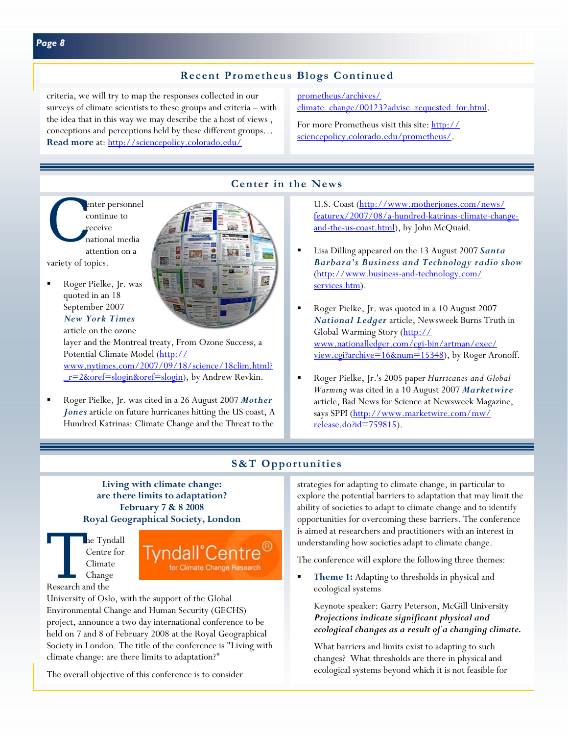## Recent Prometheus Blogs Continued

criteria, we will try to map the responses collected in our surveys of climate scientists to these groups and criteria – with the idea that in this way we may describe the a host of views , conceptions and perceptions held by these different groups… **Read more** at: http://sciencepolicy.colorado.edu/prometheus/archives/climate_change/001232advise_requested_for.html.

For more Prometheus visit this site: http://sciencepolicy.colorado.edu/prometheus/.

## Center in the News

Center personnel continue to receive national media attention on a variety of topics.

- Roger Pielke, Jr. was quoted in an 18 September 2007 ***New York Times*** article on the ozone layer and the Montreal treaty, From Ozone Success, a Potential Climate Model (http://www.nytimes.com/2007/09/18/science/18clim.html?_r=2&oref=slogin&oref=slogin), by Andrew Revkin.

- Roger Pielke, Jr. was cited in a 26 August 2007 ***Mother Jones*** article on future hurricanes hitting the US coast, A Hundred Katrinas: Climate Change and the Threat to the U.S. Coast (http://www.motherjones.com/news/featurex/2007/08/a-hundred-katrinas-climate-change-and-the-us-coast.html), by John McQuaid.

- Lisa Dilling appeared on the 13 August 2007 ***Santa Barbara's Business and Technology radio show*** (http://www.business-and-technology.com/services.htm).

- Roger Pielke, Jr. was quoted in a 10 August 2007 ***National Ledger*** article, Newsweek Burns Truth in Global Warming Story (http://www.nationalledger.com/cgi-bin/artman/exec/view.cgi?archive=16&num=15348), by Roger Aronoff.

- Roger Pielke, Jr.'s 2005 paper *Hurricanes and Global Warming* was cited in a 10 August 2007 ***Marketwire*** article, Bad News for Science at Newsweek Magazine, says SPPI (http://www.marketwire.com/mw/release.do?id=759815).

## S&T Opportunities

**Living with climate change:**
**are there limits to adaptation?**
**February 7 & 8 2008**
**Royal Geographical Society, London**

The Tyndall Centre for Climate Change Research and the University of Oslo, with the support of the Global Environmental Change and Human Security (GECHS) project, announce a two day international conference to be held on 7 and 8 of February 2008 at the Royal Geographical Society in London. The title of the conference is "Living with climate change: are there limits to adaptation?"

The overall objective of this conference is to consider strategies for adapting to climate change, in particular to explore the potential barriers to adaptation that may limit the ability of societies to adapt to climate change and to identify opportunities for overcoming these barriers. The conference is aimed at researchers and practitioners with an interest in understanding how societies adapt to climate change.

The conference will explore the following three themes:

- **Theme 1:** Adapting to thresholds in physical and ecological systems

  Keynote speaker: Garry Peterson, McGill University
  ***Projections indicate significant physical and ecological changes as a result of a changing climate.***

  What barriers and limits exist to adapting to such changes? What thresholds are there in physical and ecological systems beyond which it is not feasible for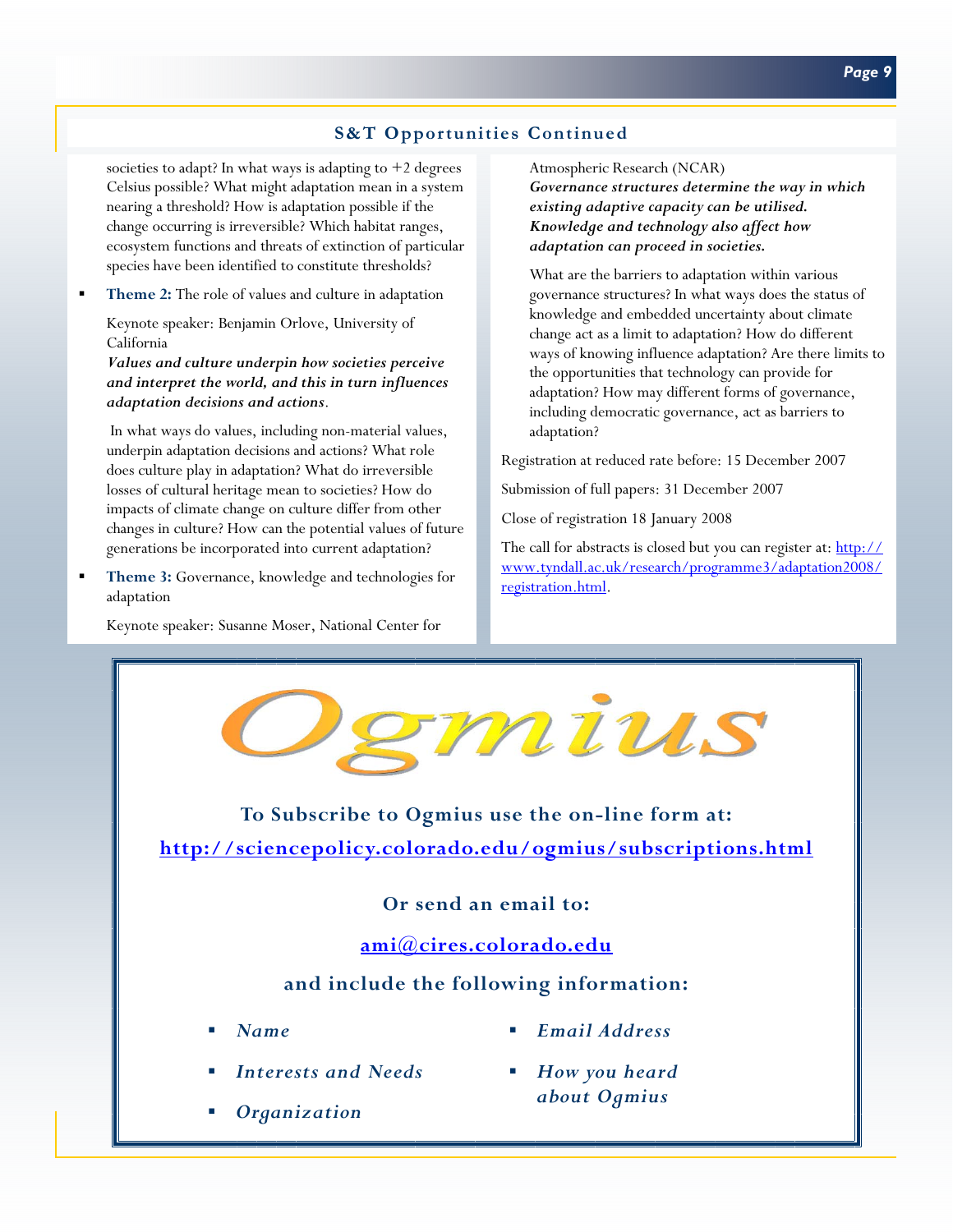## S&T Opportunities Continued

societies to adapt? In what ways is adapting to +2 degrees Celsius possible? What might adaptation mean in a system nearing a threshold? How is adaptation possible if the change occurring is irreversible? Which habitat ranges, ecosystem functions and threats of extinction of particular species have been identified to constitute thresholds?

- **Theme 2:** The role of values and culture in adaptation

  Keynote speaker: Benjamin Orlove, University of California

  ***Values and culture underpin how societies perceive and interpret the world, and this in turn influences adaptation decisions and actions***.

  In what ways do values, including non-material values, underpin adaptation decisions and actions? What role does culture play in adaptation? What do irreversible losses of cultural heritage mean to societies? How do impacts of climate change on culture differ from other changes in culture? How can the potential values of future generations be incorporated into current adaptation?

- **Theme 3:** Governance, knowledge and technologies for adaptation

  Keynote speaker: Susanne Moser, National Center for Atmospheric Research (NCAR)

  ***Governance structures determine the way in which existing adaptive capacity can be utilised. Knowledge and technology also affect how adaptation can proceed in societies.***

  What are the barriers to adaptation within various governance structures? In what ways does the status of knowledge and embedded uncertainty about climate change act as a limit to adaptation? How do different ways of knowing influence adaptation? Are there limits to the opportunities that technology can provide for adaptation? How may different forms of governance, including democratic governance, act as barriers to adaptation?

Registration at reduced rate before: 15 December 2007

Submission of full papers: 31 December 2007

Close of registration 18 January 2008

The call for abstracts is closed but you can register at: http://www.tyndall.ac.uk/research/programme3/adaptation2008/registration.html.

# Ogmius

**To Subscribe to Ogmius use the on-line form at:**

**http://sciencepolicy.colorado.edu/ogmius/subscriptions.html**

**Or send an email to:**

**ami@cires.colorado.edu**

**and include the following information:**

- *Name*
- *Interests and Needs*
- *Organization*
- *Email Address*
- *How you heard about Ogmius*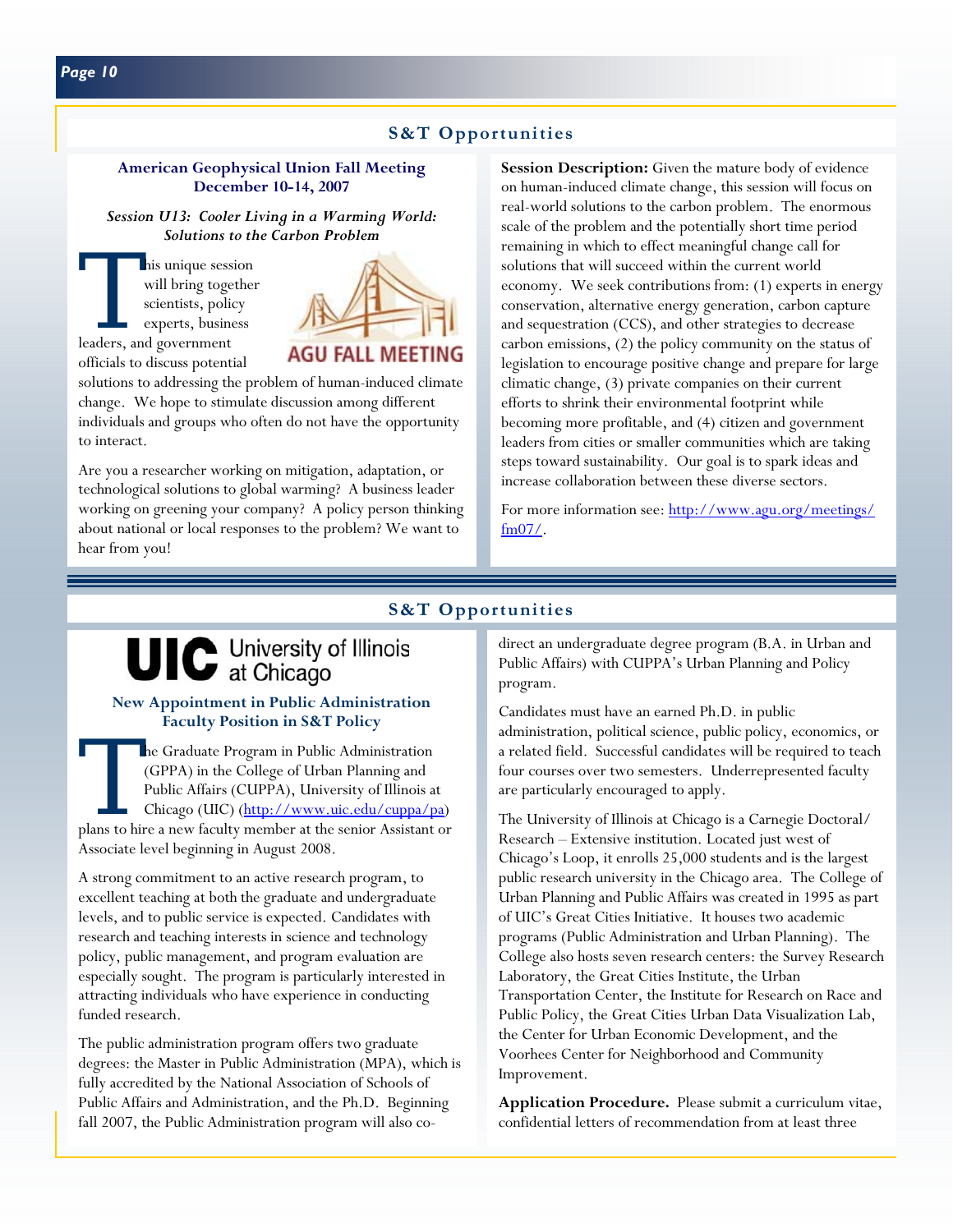## S&T Opportunities

### American Geophysical Union Fall Meeting
### December 10-14, 2007

***Session U13: Cooler Living in a Warming World: Solutions to the Carbon Problem***

This unique session will bring together scientists, policy experts, business leaders, and government officials to discuss potential solutions to addressing the problem of human-induced climate change. We hope to stimulate discussion among different individuals and groups who often do not have the opportunity to interact.

Are you a researcher working on mitigation, adaptation, or technological solutions to global warming? A business leader working on greening your company? A policy person thinking about national or local responses to the problem? We want to hear from you!

**Session Description:** Given the mature body of evidence on human-induced climate change, this session will focus on real-world solutions to the carbon problem. The enormous scale of the problem and the potentially short time period remaining in which to effect meaningful change call for solutions that will succeed within the current world economy. We seek contributions from: (1) experts in energy conservation, alternative energy generation, carbon capture and sequestration (CCS), and other strategies to decrease carbon emissions, (2) the policy community on the status of legislation to encourage positive change and prepare for large climatic change, (3) private companies on their current efforts to shrink their environmental footprint while becoming more profitable, and (4) citizen and government leaders from cities or smaller communities which are taking steps toward sustainability. Our goal is to spark ideas and increase collaboration between these diverse sectors.

For more information see: http://www.agu.org/meetings/fm07/.

## S&T Opportunities

**UIC University of Illinois at Chicago**

### New Appointment in Public Administration Faculty Position in S&T Policy

The Graduate Program in Public Administration (GPPA) in the College of Urban Planning and Public Affairs (CUPPA), University of Illinois at Chicago (UIC) (http://www.uic.edu/cuppa/pa) plans to hire a new faculty member at the senior Assistant or Associate level beginning in August 2008.

A strong commitment to an active research program, to excellent teaching at both the graduate and undergraduate levels, and to public service is expected. Candidates with research and teaching interests in science and technology policy, public management, and program evaluation are especially sought. The program is particularly interested in attracting individuals who have experience in conducting funded research.

The public administration program offers two graduate degrees: the Master in Public Administration (MPA), which is fully accredited by the National Association of Schools of Public Affairs and Administration, and the Ph.D. Beginning fall 2007, the Public Administration program will also co-direct an undergraduate degree program (B.A. in Urban and Public Affairs) with CUPPA's Urban Planning and Policy program.

Candidates must have an earned Ph.D. in public administration, political science, public policy, economics, or a related field. Successful candidates will be required to teach four courses over two semesters. Underrepresented faculty are particularly encouraged to apply.

The University of Illinois at Chicago is a Carnegie Doctoral/Research – Extensive institution. Located just west of Chicago's Loop, it enrolls 25,000 students and is the largest public research university in the Chicago area. The College of Urban Planning and Public Affairs was created in 1995 as part of UIC's Great Cities Initiative. It houses two academic programs (Public Administration and Urban Planning). The College also hosts seven research centers: the Survey Research Laboratory, the Great Cities Institute, the Urban Transportation Center, the Institute for Research on Race and Public Policy, the Great Cities Urban Data Visualization Lab, the Center for Urban Economic Development, and the Voorhees Center for Neighborhood and Community Improvement.

**Application Procedure.** Please submit a curriculum vitae, confidential letters of recommendation from at least three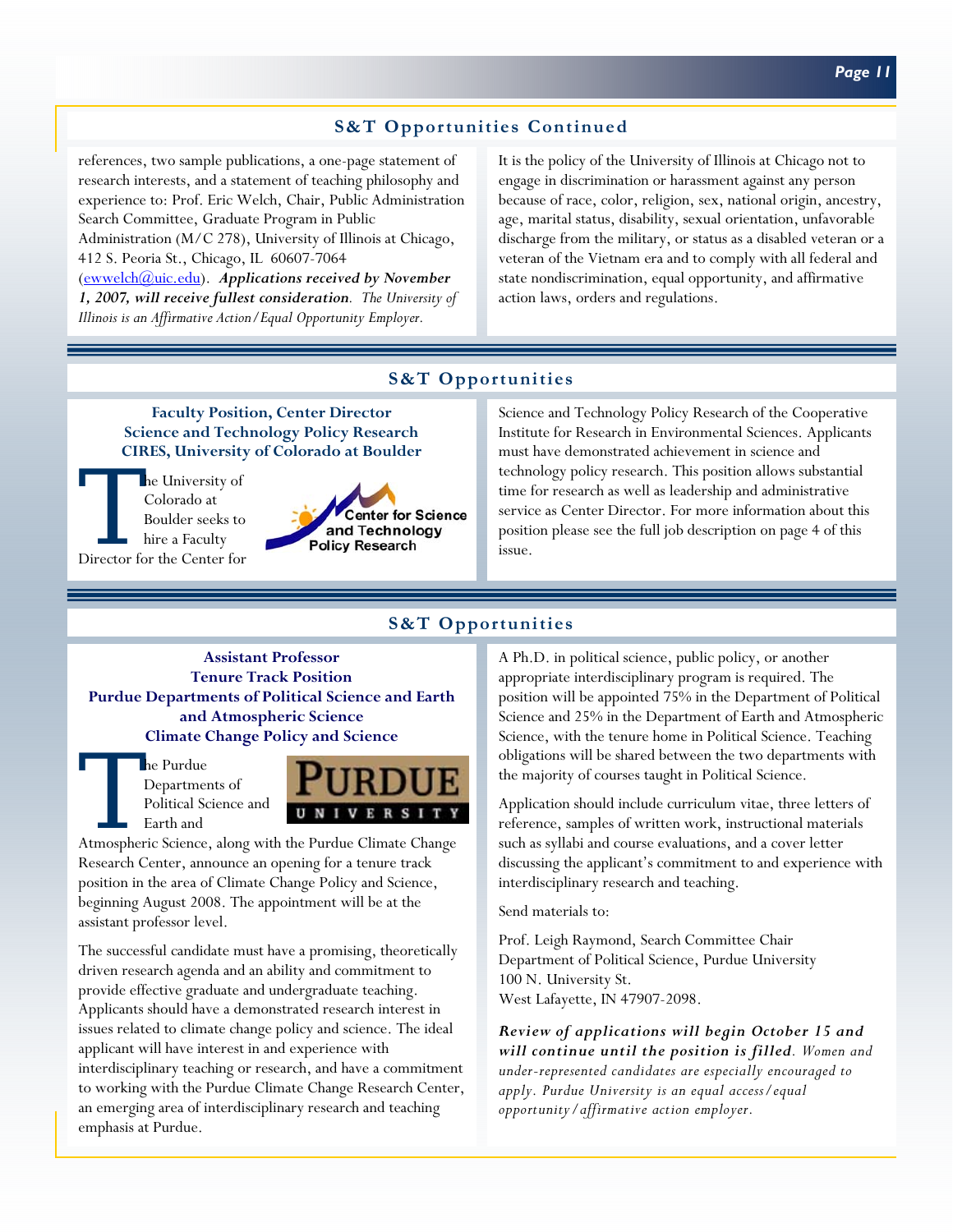## S&T Opportunities Continued

references, two sample publications, a one-page statement of research interests, and a statement of teaching philosophy and experience to: Prof. Eric Welch, Chair, Public Administration Search Committee, Graduate Program in Public Administration (M/C 278), University of Illinois at Chicago, 412 S. Peoria St., Chicago, IL 60607-7064 (ewwelch@uic.edu). ***Applications received by November 1, 2007, will receive fullest consideration***. *The University of Illinois is an Affirmative Action/Equal Opportunity Employer.*

It is the policy of the University of Illinois at Chicago not to engage in discrimination or harassment against any person because of race, color, religion, sex, national origin, ancestry, age, marital status, disability, sexual orientation, unfavorable discharge from the military, or status as a disabled veteran or a veteran of the Vietnam era and to comply with all federal and state nondiscrimination, equal opportunity, and affirmative action laws, orders and regulations.

## S&T Opportunities

### Faculty Position, Center Director
### Science and Technology Policy Research
### CIRES, University of Colorado at Boulder

The University of Colorado at Boulder seeks to hire a Faculty Director for the Center for Science and Technology Policy Research of the Cooperative Institute for Research in Environmental Sciences. Applicants must have demonstrated achievement in science and technology policy research. This position allows substantial time for research as well as leadership and administrative service as Center Director. For more information about this position please see the full job description on page 4 of this issue.

## S&T Opportunities

### Assistant Professor
### Tenure Track Position
### Purdue Departments of Political Science and Earth and Atmospheric Science
### Climate Change Policy and Science

The Purdue Departments of Political Science and Earth and Atmospheric Science, along with the Purdue Climate Change Research Center, announce an opening for a tenure track position in the area of Climate Change Policy and Science, beginning August 2008. The appointment will be at the assistant professor level.

The successful candidate must have a promising, theoretically driven research agenda and an ability and commitment to provide effective graduate and undergraduate teaching. Applicants should have a demonstrated research interest in issues related to climate change policy and science. The ideal applicant will have interest in and experience with interdisciplinary teaching or research, and have a commitment to working with the Purdue Climate Change Research Center, an emerging area of interdisciplinary research and teaching emphasis at Purdue.

A Ph.D. in political science, public policy, or another appropriate interdisciplinary program is required. The position will be appointed 75% in the Department of Political Science and 25% in the Department of Earth and Atmospheric Science, with the tenure home in Political Science. Teaching obligations will be shared between the two departments with the majority of courses taught in Political Science.

Application should include curriculum vitae, three letters of reference, samples of written work, instructional materials such as syllabi and course evaluations, and a cover letter discussing the applicant's commitment to and experience with interdisciplinary research and teaching.

Send materials to:

Prof. Leigh Raymond, Search Committee Chair
Department of Political Science, Purdue University
100 N. University St.
West Lafayette, IN 47907-2098.

***Review of applications will begin October 15 and will continue until the position is filled***. *Women and under-represented candidates are especially encouraged to apply. Purdue University is an equal access/equal opportunity/affirmative action employer.*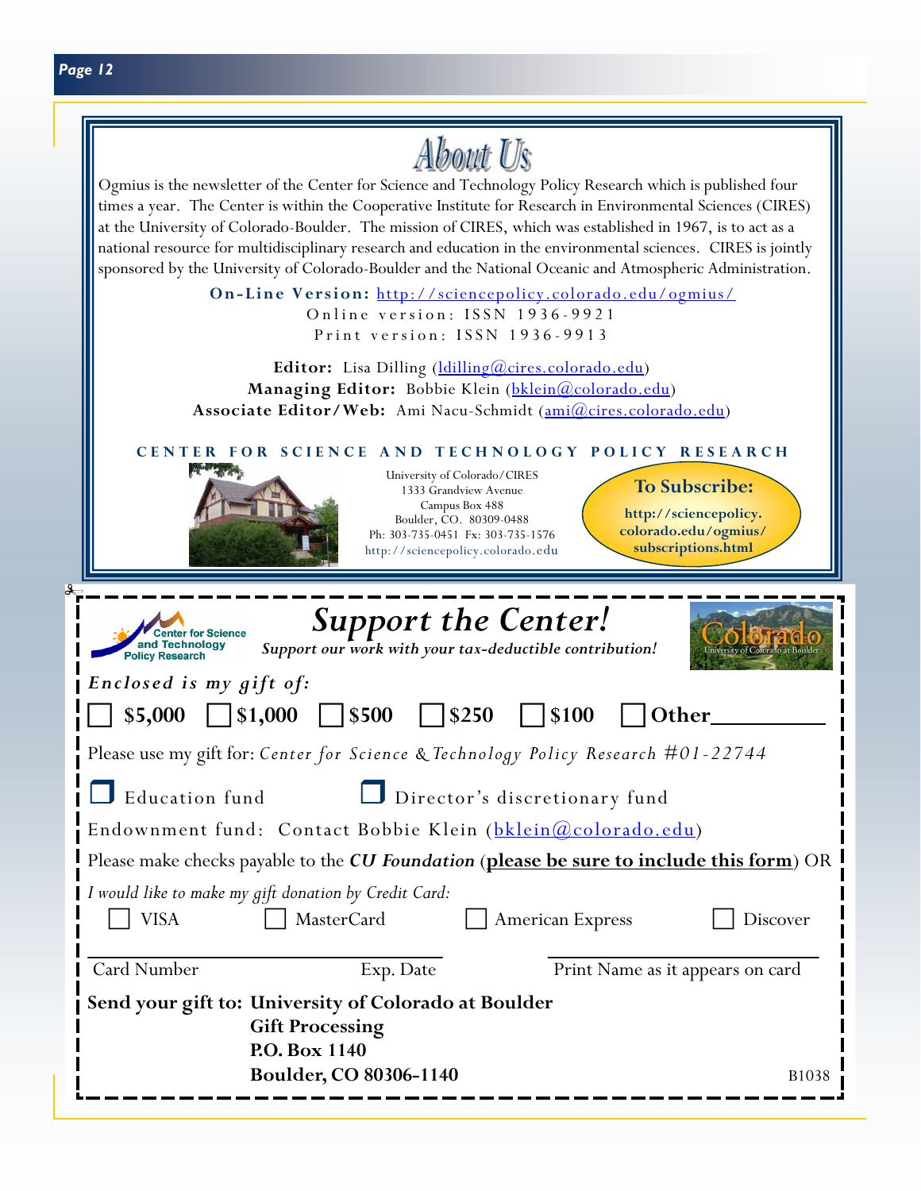# About Us

Ogmius is the newsletter of the Center for Science and Technology Policy Research which is published four times a year. The Center is within the Cooperative Institute for Research in Environmental Sciences (CIRES) at the University of Colorado-Boulder. The mission of CIRES, which was established in 1967, is to act as a national resource for multidisciplinary research and education in the environmental sciences. CIRES is jointly sponsored by the University of Colorado-Boulder and the National Oceanic and Atmospheric Administration.

**On-Line Version:** http://sciencepolicy.colorado.edu/ogmius/

Online version: ISSN 1936-9921

Print version: ISSN 1936-9913

**Editor:** Lisa Dilling (ldilling@cires.colorado.edu)

**Managing Editor:** Bobbie Klein (bklein@colorado.edu)

**Associate Editor/Web:** Ami Nacu-Schmidt (ami@cires.colorado.edu)

## CENTER FOR SCIENCE AND TECHNOLOGY POLICY RESEARCH

University of Colorado/CIRES
1333 Grandview Avenue
Campus Box 488
Boulder, CO. 80309-0488
Ph: 303-735-0451 Fx: 303-735-1576
http://sciencepolicy.colorado.edu

**To Subscribe:**
**http://sciencepolicy.colorado.edu/ogmius/subscriptions.html**

---

Center for Science and Technology Policy Research

# *Support the Center!*

***Support our work with your tax-deductible contribution!***

Colorado — University of Colorado at Boulder

*Enclosed is my gift of:*

☐ **$5,000** ☐ **$1,000** ☐ **$500** ☐ **$250** ☐ **$100** ☐ **Other**__________

Please use my gift for: *Center for Science & Technology Policy Research #01-22744*

☐ Education fund ☐ Director's discretionary fund

Endownment fund: Contact Bobbie Klein (bklein@colorado.edu)

Please make checks payable to the ***CU Foundation*** (**please be sure to include this form**) OR

*I would like to make my gift donation by Credit Card:*

☐ VISA ☐ MasterCard ☐ American Express ☐ Discover

Card Number __________ Exp. Date __________ Print Name as it appears on card __________

**Send your gift to: University of Colorado at Boulder**
**Gift Processing**
**P.O. Box 1140**
**Boulder, CO 80306-1140**

B1038